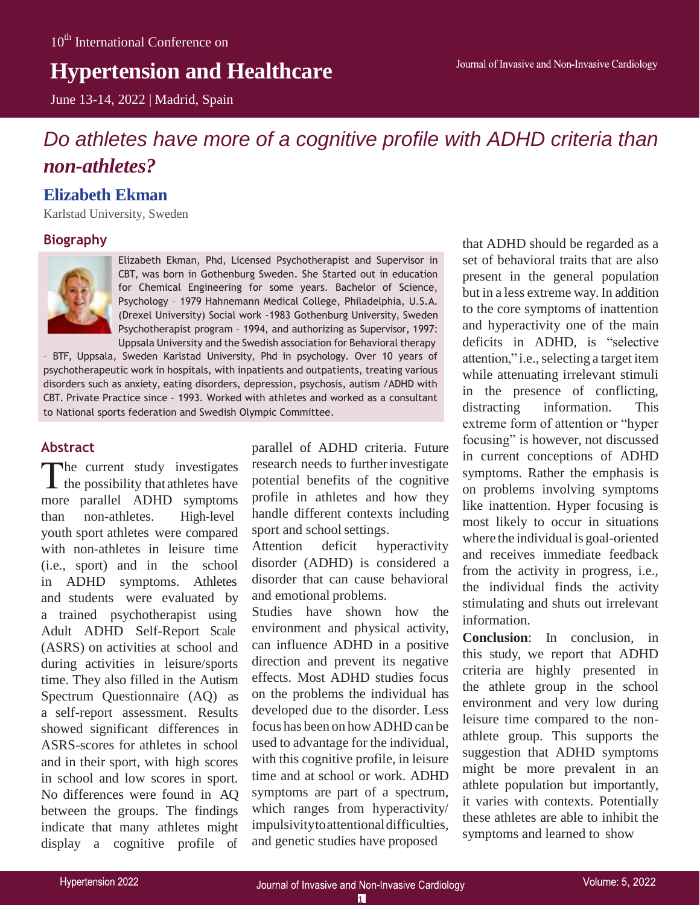10th International Conference on

# Hypertension and Healthcare

June 13-14, 2022 | Madrid, Spain

## *Do athletes have more of a cognitive profile with ADHD criteria than non-athletes?*

### Elizabeth Ekman

Karlstad University, Sweden

### Biography

Elizabeth Ekman, Phd, Licensed Psychotherapist and Supervisor in CBT, was born in Gothenburg Sweden. She Started out in education for Chemical Engineering for some years. Bachelor of Science, Psychology – 1979 Hahnemann Medical College, Philadelphia, U.S.A. (Drexel University) Social work -1983 Gothenburg University, Sweden Psychotherapist program – 1994, and authorizing as Supervisor, 1997: Uppsala University and the Swedish association for Behavioral therapy – BTF, Uppsala, Sweden Karlstad University, Phd in psychology. Over 10 years of psychotherapeutic work in hospitals, with inpatients and outpatients, treating various disorders such as anxiety, eating disorders, depression, psychosis, autism / ADHD with CBT. Private Practice since – 1993. Worked with athletes and worked as a consultant to National sports federation and Swedish Olympic Committee.

### Abstract

The current study investigates the possibility that athletes have more parallel ADHD symptoms than non-athletes. High-level youth sport athletes were compared with non-athletes in leisure time (i.e., sport) and in the school in ADHD symptoms. Athletes and students were evaluated by a trained psychotherapist using Adult ADHD Self-Report Scale (ASRS) on activities at school and during activities in leisure/sports time. They also filled in the Autism Spectrum Questionnaire (AQ) as a self-report assessment. Results showed significant differences in ASRS-scores for athletes in school and in their sport, with high scores in school and low scores in sport. No differences were found in AQ between the groups. The findings indicate that many athletes might display a cognitive profile of parallel of ADHD criteria. Future research needs to further investigate potential benefits of the cognitive profile in athletes and how they handle different contexts including sport and school settings.

Attention deficit hyperactivity disorder (ADHD) is considered a disorder that can cause behavioral and emotional problems.

Studies have shown how the environment and physical activity, can influence ADHD in a positive direction and prevent its negative effects. Most ADHD studies focus on the problems the individual has developed due to the disorder. Less focus has been on how ADHD can be used to advantage for the individual, with this cognitive profile, in leisure time and at school or work. ADHD symptoms are part of a spectrum, which ranges from hyperactivity/ impulsivity to attentional difficulties, and genetic studies have proposed that ADHD should be regarded as a set of behavioral traits that are also present in the general population but in a less extreme way. In addition to the core symptoms of inattention and hyperactivity one of the main deficits in ADHD, is "selective attention," i.e., selecting a target item while attenuating irrelevant stimuli in the presence of conflicting, distracting information. This extreme form of attention or "hyper focusing" is however, not discussed in current conceptions of ADHD symptoms. Rather the emphasis is on problems involving symptoms like inattention. Hyper focusing is most likely to occur in situations where the individual is goal-oriented and receives immediate feedback from the activity in progress, i.e., the individual finds the activity stimulating and shuts out irrelevant information.

**Conclusion**: In conclusion, in this study, we report that ADHD criteria are highly presented in the athlete group in the school environment and very low during leisure time compared to the non-athlete group. This supports the suggestion that ADHD symptoms might be more prevalent in an athlete population but importantly, it varies with contexts. Potentially these athletes are able to inhibit the symptoms and learned to show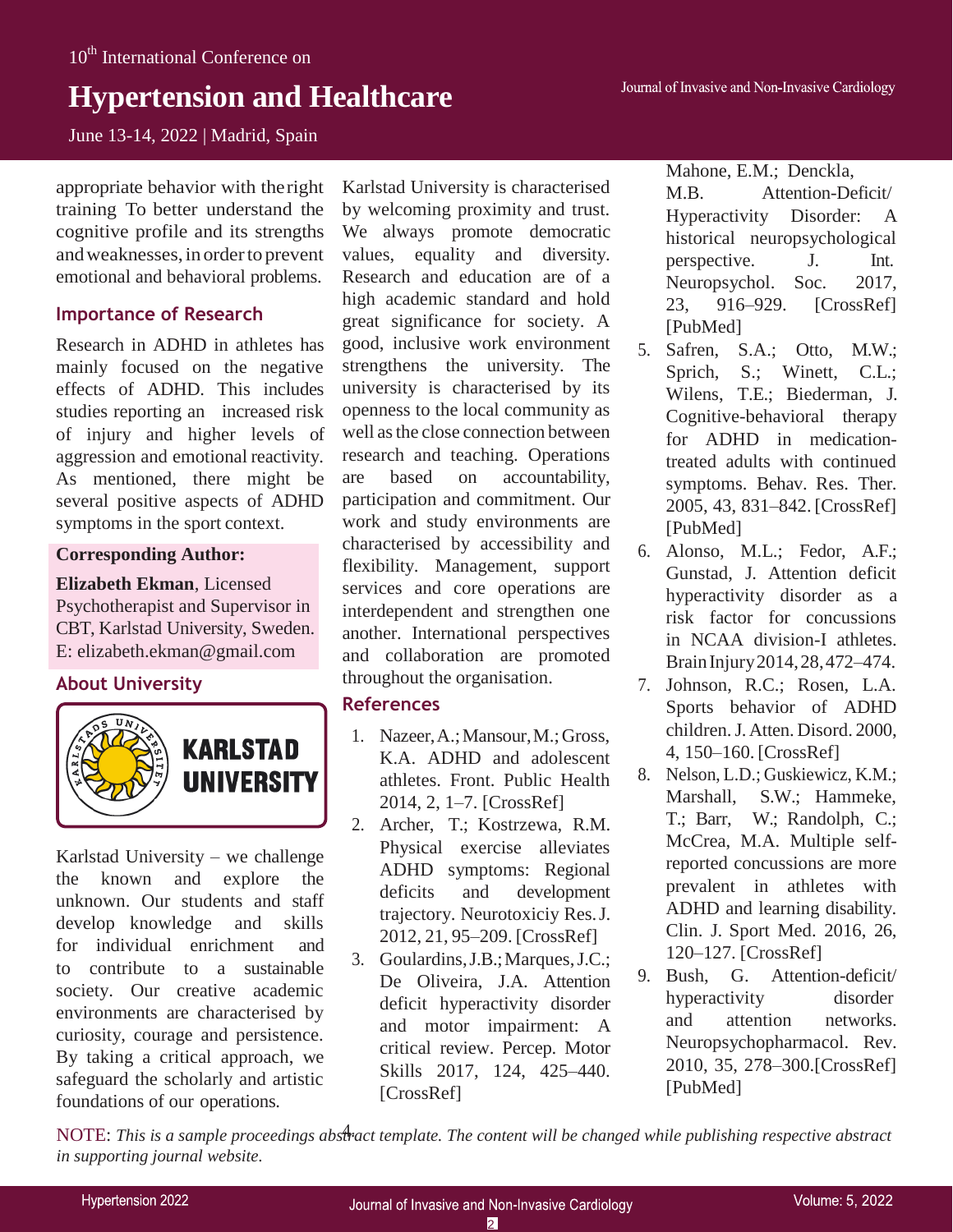appropriate behavior with the right training To better understand the cognitive profile and its strengths and weaknesses, in order to prevent emotional and behavioral problems.

## Importance of Research

Research in ADHD in athletes has mainly focused on the negative effects of ADHD. This includes studies reporting an increased risk of injury and higher levels of aggression and emotional reactivity. As mentioned, there might be several positive aspects of ADHD symptoms in the sport context.

**Corresponding Author:**

**Elizabeth Ekman**, Licensed Psychotherapist and Supervisor in CBT, Karlstad University, Sweden.
E: elizabeth.ekman@gmail.com

## About University

KARLSTAD UNIVERSITY

Karlstad University – we challenge the known and explore the unknown. Our students and staff develop knowledge and skills for individual enrichment and to contribute to a sustainable society. Our creative academic environments are characterised by curiosity, courage and persistence. By taking a critical approach, we safeguard the scholarly and artistic foundations of our operations.

Karlstad University is characterised by welcoming proximity and trust. We always promote democratic values, equality and diversity. Research and education are of a high academic standard and hold great significance for society. A good, inclusive work environment strengthens the university. The university is characterised by its openness to the local community as well as the close connection between research and teaching. Operations are based on accountability, participation and commitment. Our work and study environments are characterised by accessibility and flexibility. Management, support services and core operations are interdependent and strengthen one another. International perspectives and collaboration are promoted throughout the organisation.

## References

1. Nazeer, A.; Mansour, M.; Gross, K.A. ADHD and adolescent athletes. Front. Public Health 2014, 2, 1–7. [CrossRef]
2. Archer, T.; Kostrzewa, R.M. Physical exercise alleviates ADHD symptoms: Regional deficits and development trajectory. Neurotoxiciy Res. J. 2012, 21, 95–209. [CrossRef]
3. Goulardins, J.B.; Marques, J.C.; De Oliveira, J.A. Attention deficit hyperactivity disorder and motor impairment: A critical review. Percep. Motor Skills 2017, 124, 425–440. [CrossRef]
4. Mahone, E.M.; Denckla, M.B. Attention-Deficit/ Hyperactivity Disorder: A historical neuropsychological perspective. J. Int. Neuropsychol. Soc. 2017, 23, 916–929. [CrossRef] [PubMed]
5. Safren, S.A.; Otto, M.W.; Sprich, S.; Winett, C.L.; Wilens, T.E.; Biederman, J. Cognitive-behavioral therapy for ADHD in medication-treated adults with continued symptoms. Behav. Res. Ther. 2005, 43, 831–842. [CrossRef] [PubMed]
6. Alonso, M.L.; Fedor, A.F.; Gunstad, J. Attention deficit hyperactivity disorder as a risk factor for concussions in NCAA division-I athletes. Brain Injury 2014, 28, 472–474.
7. Johnson, R.C.; Rosen, L.A. Sports behavior of ADHD children. J. Atten. Disord. 2000, 4, 150–160. [CrossRef]
8. Nelson, L.D.; Guskiewicz, K.M.; Marshall, S.W.; Hammeke, T.; Barr, W.; Randolph, C.; McCrea, M.A. Multiple self-reported concussions are more prevalent in athletes with ADHD and learning disability. Clin. J. Sport Med. 2016, 26, 120–127. [CrossRef]
9. Bush, G. Attention-deficit/ hyperactivity disorder and attention networks. Neuropsychopharmacol. Rev. 2010, 35, 278–300.[CrossRef] [PubMed]

NOTE: *This is a sample proceedings abstract template. The content will be changed while publishing respective abstract in supporting journal website.*